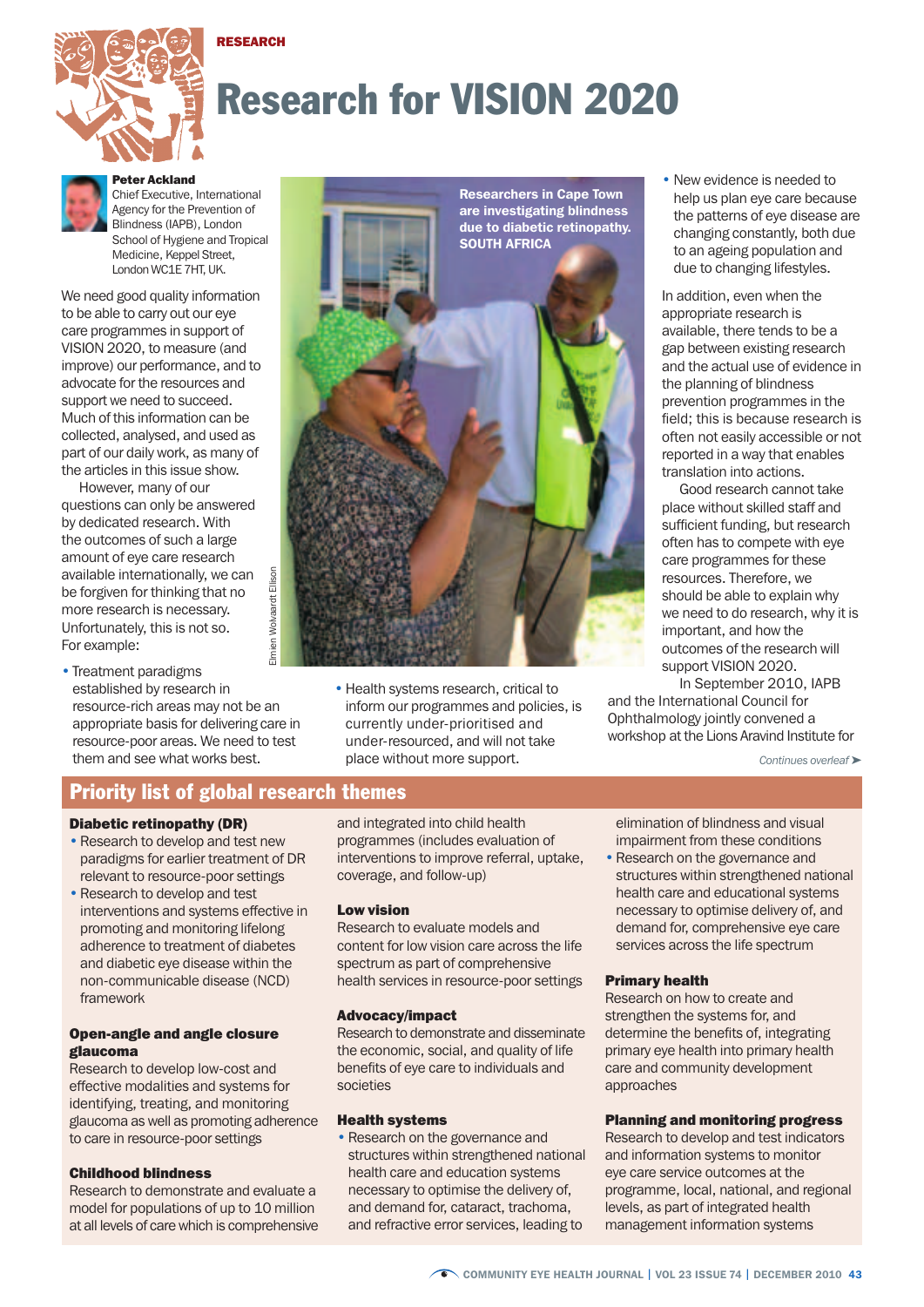RESEARCH

# Research for VISION 2020

**Peter Ackland**
Chief Executive, International Agency for the Prevention of Blindness (IAPB), London School of Hygiene and Tropical Medicine, Keppel Street, London WC1E 7HT, UK.

We need good quality information to be able to carry out our eye care programmes in support of VISION 2020, to measure (and improve) our performance, and to advocate for the resources and support we need to succeed. Much of this information can be collected, analysed, and used as part of our daily work, as many of the articles in this issue show.

However, many of our questions can only be answered by dedicated research. With the outcomes of such a large amount of eye care research available internationally, we can be forgiven for thinking that no more research is necessary. Unfortunately, this is not so. For example:

- Treatment paradigms established by research in resource-rich areas may not be an appropriate basis for delivering care in resource-poor areas. We need to test them and see what works best.
- Health systems research, critical to inform our programmes and policies, is currently under-prioritised and under-resourced, and will not take place without more support.
- New evidence is needed to help us plan eye care because the patterns of eye disease are changing constantly, both due to an ageing population and due to changing lifestyles.

Researchers in Cape Town are investigating blindness due to diabetic retinopathy. SOUTH AFRICA

Eimien Wolvaardt Ellison

In addition, even when the appropriate research is available, there tends to be a gap between existing research and the actual use of evidence in the planning of blindness prevention programmes in the field; this is because research is often not easily accessible or not reported in a way that enables translation into actions.

Good research cannot take place without skilled staff and sufficient funding, but research often has to compete with eye care programmes for these resources. Therefore, we should be able to explain why we need to do research, why it is important, and how the outcomes of the research will support VISION 2020.

In September 2010, IAPB and the International Council for Ophthalmology jointly convened a workshop at the Lions Aravind Institute for

*Continues overleaf ➤*

## Priority list of global research themes

### Diabetic retinopathy (DR)

- Research to develop and test new paradigms for earlier treatment of DR relevant to resource-poor settings
- Research to develop and test interventions and systems effective in promoting and monitoring lifelong adherence to treatment of diabetes and diabetic eye disease within the non-communicable disease (NCD) framework

### Open-angle and angle closure glaucoma

Research to develop low-cost and effective modalities and systems for identifying, treating, and monitoring glaucoma as well as promoting adherence to care in resource-poor settings

### Childhood blindness

Research to demonstrate and evaluate a model for populations of up to 10 million at all levels of care which is comprehensive and integrated into child health programmes (includes evaluation of interventions to improve referral, uptake, coverage, and follow-up)

### Low vision

Research to evaluate models and content for low vision care across the life spectrum as part of comprehensive health services in resource-poor settings

### Advocacy/impact

Research to demonstrate and disseminate the economic, social, and quality of life benefits of eye care to individuals and societies

### Health systems

- Research on the governance and structures within strengthened national health care and education systems necessary to optimise the delivery of, and demand for, cataract, trachoma, and refractive error services, leading to elimination of blindness and visual impairment from these conditions
- Research on the governance and structures within strengthened national health care and educational systems necessary to optimise delivery of, and demand for, comprehensive eye care services across the life spectrum

### Primary health

Research on how to create and strengthen the systems for, and determine the benefits of, integrating primary eye health into primary health care and community development approaches

### Planning and monitoring progress

Research to develop and test indicators and information systems to monitor eye care service outcomes at the programme, local, national, and regional levels, as part of integrated health management information systems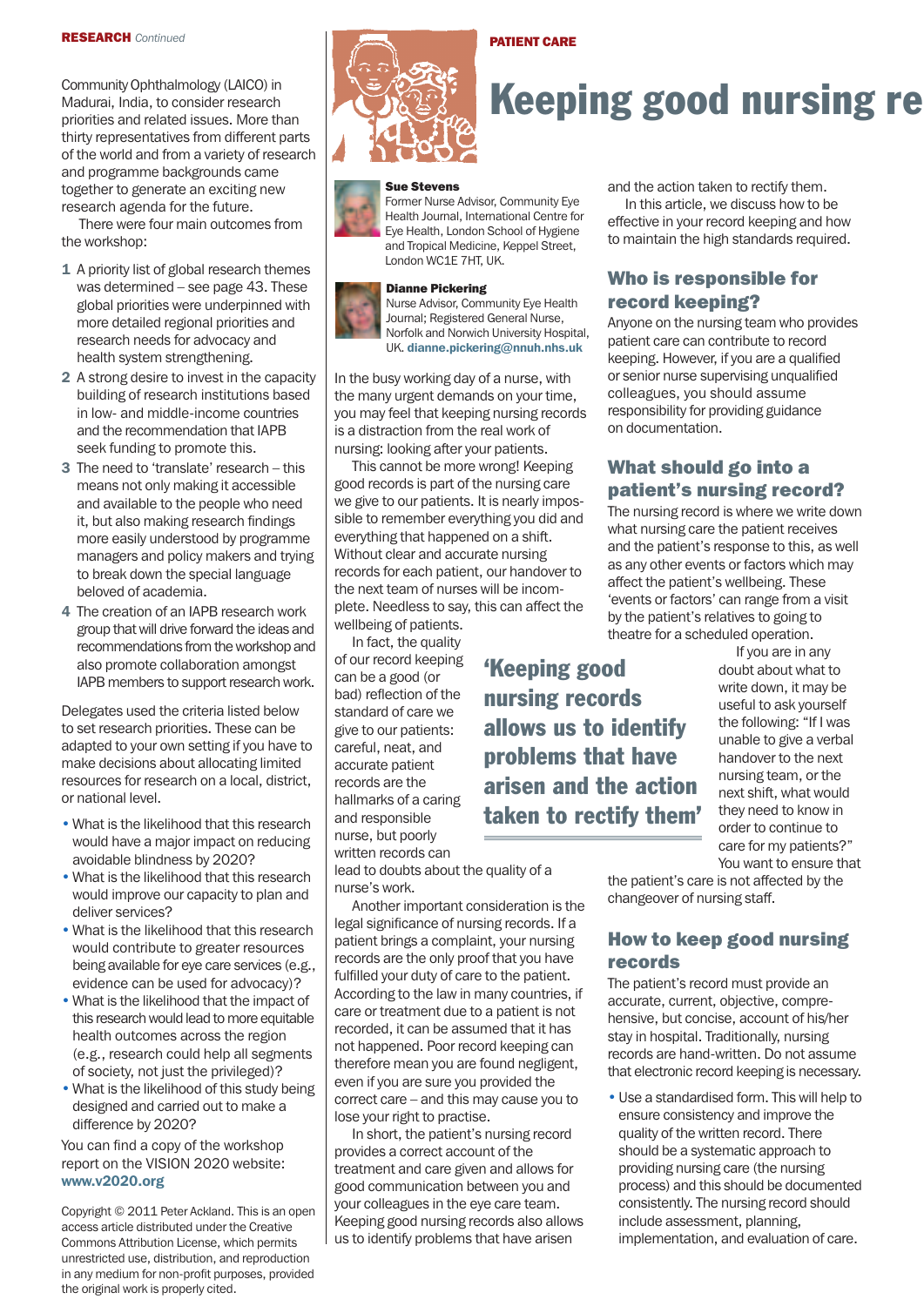Community Ophthalmology (LAICO) in Madurai, India, to consider research priorities and related issues. More than thirty representatives from different parts of the world and from a variety of research and programme backgrounds came together to generate an exciting new research agenda for the future.

There were four main outcomes from the workshop:

1. A priority list of global research themes was determined – see page 43. These global priorities were underpinned with more detailed regional priorities and research needs for advocacy and health system strengthening.
2. A strong desire to invest in the capacity building of research institutions based in low- and middle-income countries and the recommendation that IAPB seek funding to promote this.
3. The need to 'translate' research – this means not only making it accessible and available to the people who need it, but also making research findings more easily understood by programme managers and policy makers and trying to break down the special language beloved of academia.
4. The creation of an IAPB research work group that will drive forward the ideas and recommendations from the workshop and also promote collaboration amongst IAPB members to support research work.

Delegates used the criteria listed below to set research priorities. These can be adapted to your own setting if you have to make decisions about allocating limited resources for research on a local, district, or national level.

- What is the likelihood that this research would have a major impact on reducing avoidable blindness by 2020?
- What is the likelihood that this research would improve our capacity to plan and deliver services?
- What is the likelihood that this research would contribute to greater resources being available for eye care services (e.g., evidence can be used for advocacy)?
- What is the likelihood that the impact of this research would lead to more equitable health outcomes across the region (e.g., research could help all segments of society, not just the privileged)?
- What is the likelihood of this study being designed and carried out to make a difference by 2020?

You can find a copy of the workshop report on the VISION 2020 website: **www.v2020.org**

Copyright © 2011 Peter Ackland. This is an open access article distributed under the Creative Commons Attribution License, which permits unrestricted use, distribution, and reproduction in any medium for non-profit purposes, provided the original work is properly cited.

PATIENT CARE

# Keeping good nursing re

**Sue Stevens**
Former Nurse Advisor, Community Eye Health Journal, International Centre for Eye Health, London School of Hygiene and Tropical Medicine, Keppel Street, London WC1E 7HT, UK.

**Dianne Pickering**
Nurse Advisor, Community Eye Health Journal; Registered General Nurse, Norfolk and Norwich University Hospital, UK. **dianne.pickering@nnuh.nhs.uk**

In the busy working day of a nurse, with the many urgent demands on your time, you may feel that keeping nursing records is a distraction from the real work of nursing: looking after your patients.

This cannot be more wrong! Keeping good records is part of the nursing care we give to our patients. It is nearly impossible to remember everything you did and everything that happened on a shift. Without clear and accurate nursing records for each patient, our handover to the next team of nurses will be incomplete. Needless to say, this can affect the wellbeing of patients.

In fact, the quality of our record keeping can be a good (or bad) reflection of the standard of care we give to our patients: careful, neat, and accurate patient records are the hallmarks of a caring and responsible nurse, but poorly written records can lead to doubts about the quality of a nurse's work.

> 'Keeping good nursing records allows us to identify problems that have arisen and the action taken to rectify them'

Another important consideration is the legal significance of nursing records. If a patient brings a complaint, your nursing records are the only proof that you have fulfilled your duty of care to the patient. According to the law in many countries, if care or treatment due to a patient is not recorded, it can be assumed that it has not happened. Poor record keeping can therefore mean you are found negligent, even if you are sure you provided the correct care – and this may cause you to lose your right to practise.

In short, the patient's nursing record provides a correct account of the treatment and care given and allows for good communication between you and your colleagues in the eye care team. Keeping good nursing records also allows us to identify problems that have arisen and the action taken to rectify them.

In this article, we discuss how to be effective in your record keeping and how to maintain the high standards required.

## Who is responsible for record keeping?

Anyone on the nursing team who provides patient care can contribute to record keeping. However, if you are a qualified or senior nurse supervising unqualified colleagues, you should assume responsibility for providing guidance on documentation.

## What should go into a patient's nursing record?

The nursing record is where we write down what nursing care the patient receives and the patient's response to this, as well as any other events or factors which may affect the patient's wellbeing. These 'events or factors' can range from a visit by the patient's relatives to going to theatre for a scheduled operation.

If you are in any doubt about what to write down, it may be useful to ask yourself the following: "If I was unable to give a verbal handover to the next nursing team, or the next shift, what would they need to know in order to continue to care for my patients?" You want to ensure that the patient's care is not affected by the changeover of nursing staff.

## How to keep good nursing records

The patient's record must provide an accurate, current, objective, comprehensive, but concise, account of his/her stay in hospital. Traditionally, nursing records are hand-written. Do not assume that electronic record keeping is necessary.

- Use a standardised form. This will help to ensure consistency and improve the quality of the written record. There should be a systematic approach to providing nursing care (the nursing process) and this should be documented consistently. The nursing record should include assessment, planning, implementation, and evaluation of care.